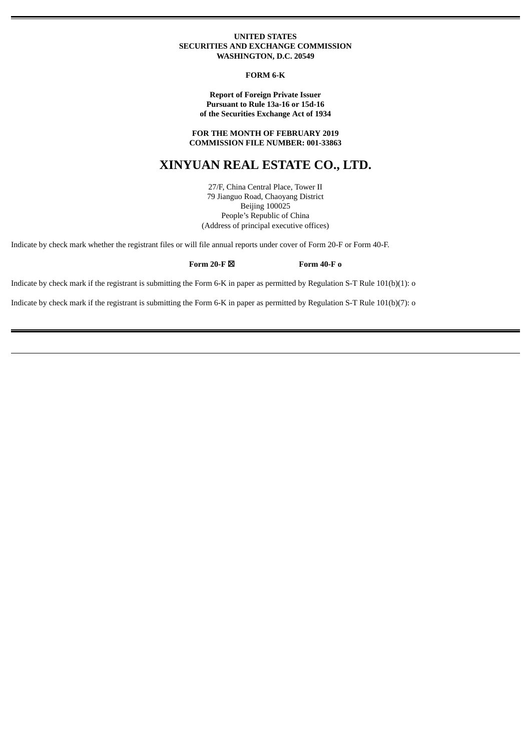**UNITED STATES**
**SECURITIES AND EXCHANGE COMMISSION**
**WASHINGTON, D.C. 20549**

**FORM 6-K**

**Report of Foreign Private Issuer**
**Pursuant to Rule 13a-16 or 15d-16**
**of the Securities Exchange Act of 1934**

**FOR THE MONTH OF FEBRUARY 2019**
**COMMISSION FILE NUMBER: 001-33863**

# XINYUAN REAL ESTATE CO., LTD.

27/F, China Central Place, Tower II
79 Jianguo Road, Chaoyang District
Beijing 100025
People's Republic of China
(Address of principal executive offices)

Indicate by check mark whether the registrant files or will file annual reports under cover of Form 20-F or Form 40-F.

**Form 20-F ☒** **Form 40-F o**

Indicate by check mark if the registrant is submitting the Form 6-K in paper as permitted by Regulation S-T Rule 101(b)(1): o

Indicate by check mark if the registrant is submitting the Form 6-K in paper as permitted by Regulation S-T Rule 101(b)(7): o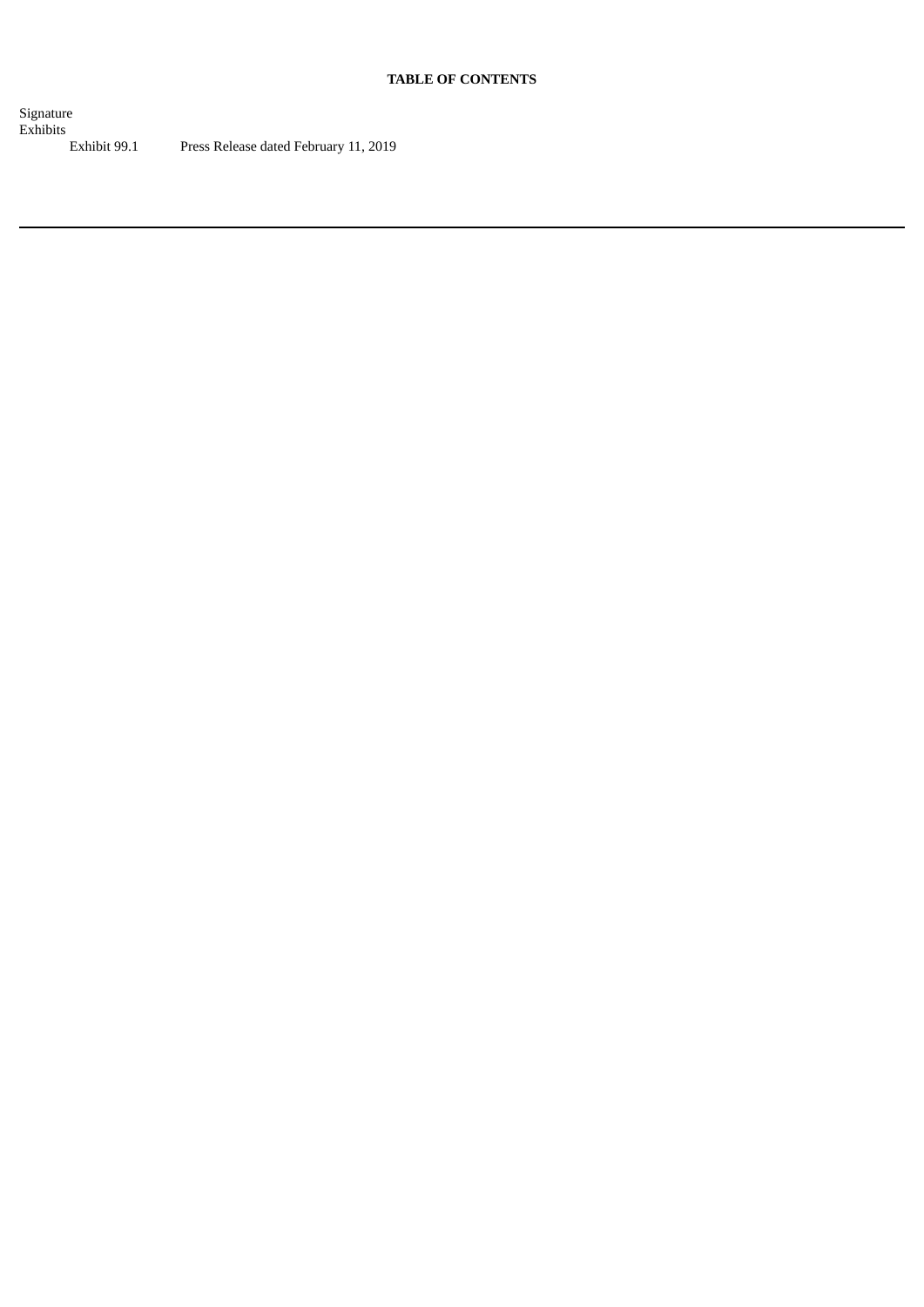**TABLE OF CONTENTS**

Signature

Exhibits

| | |
|---|---|
| Exhibit 99.1 | Press Release dated February 11, 2019 |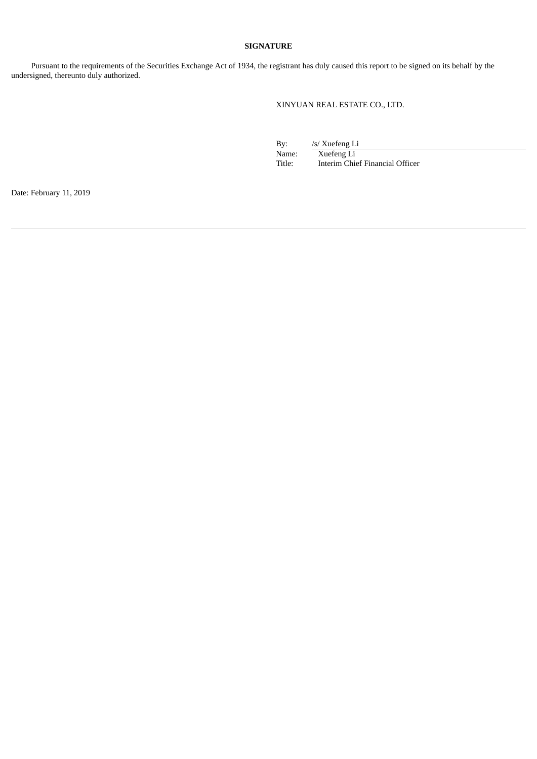**SIGNATURE**

Pursuant to the requirements of the Securities Exchange Act of 1934, the registrant has duly caused this report to be signed on its behalf by the undersigned, thereunto duly authorized.

XINYUAN REAL ESTATE CO., LTD.

| | |
|---|---|
| By: | /s/ Xuefeng Li |
| Name: | Xuefeng Li |
| Title: | Interim Chief Financial Officer |

Date: February 11, 2019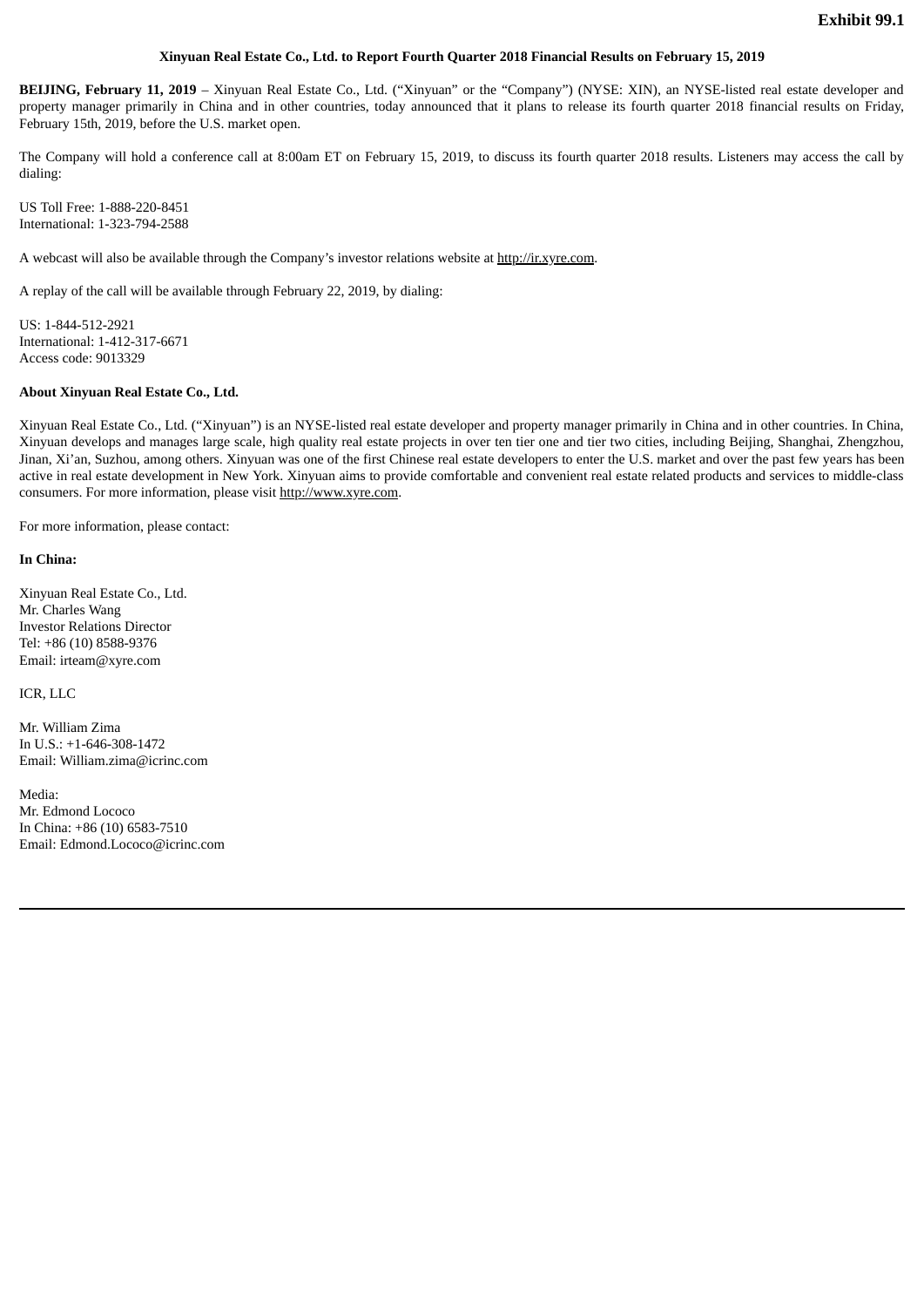**Exhibit 99.1**

**Xinyuan Real Estate Co., Ltd. to Report Fourth Quarter 2018 Financial Results on February 15, 2019**

**BEIJING, February 11, 2019** – Xinyuan Real Estate Co., Ltd. ("Xinyuan" or the "Company") (NYSE: XIN), an NYSE-listed real estate developer and property manager primarily in China and in other countries, today announced that it plans to release its fourth quarter 2018 financial results on Friday, February 15th, 2019, before the U.S. market open.

The Company will hold a conference call at 8:00am ET on February 15, 2019, to discuss its fourth quarter 2018 results. Listeners may access the call by dialing:

US Toll Free: 1-888-220-8451
International: 1-323-794-2588

A webcast will also be available through the Company's investor relations website at http://ir.xyre.com.

A replay of the call will be available through February 22, 2019, by dialing:

US: 1-844-512-2921
International: 1-412-317-6671
Access code: 9013329

**About Xinyuan Real Estate Co., Ltd.**

Xinyuan Real Estate Co., Ltd. ("Xinyuan") is an NYSE-listed real estate developer and property manager primarily in China and in other countries. In China, Xinyuan develops and manages large scale, high quality real estate projects in over ten tier one and tier two cities, including Beijing, Shanghai, Zhengzhou, Jinan, Xi'an, Suzhou, among others. Xinyuan was one of the first Chinese real estate developers to enter the U.S. market and over the past few years has been active in real estate development in New York. Xinyuan aims to provide comfortable and convenient real estate related products and services to middle-class consumers. For more information, please visit http://www.xyre.com.

For more information, please contact:

**In China:**

Xinyuan Real Estate Co., Ltd.
Mr. Charles Wang
Investor Relations Director
Tel: +86 (10) 8588-9376
Email: irteam@xyre.com

ICR, LLC

Mr. William Zima
In U.S.: +1-646-308-1472
Email: William.zima@icrinc.com

Media:
Mr. Edmond Lococo
In China: +86 (10) 6583-7510
Email: Edmond.Lococo@icrinc.com